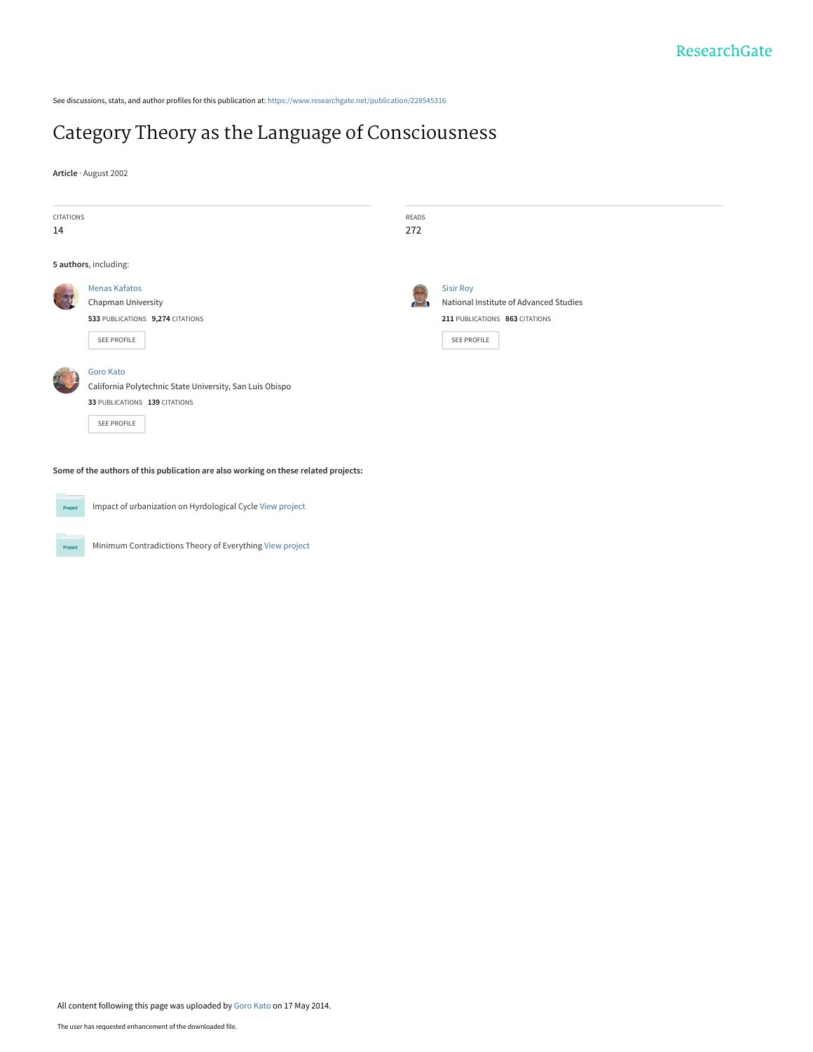ResearchGate

See discussions, stats, and author profiles for this publication at: https://www.researchgate.net/publication/228545316

# Category Theory as the Language of Consciousness

**Article** · August 2002

| CITATIONS | READS |
| --- | --- |
| 14 | 272 |

**5 authors**, including:

Menas Kafatos
Chapman University
**533** PUBLICATIONS **9,274** CITATIONS
SEE PROFILE

Sisir Roy
National Institute of Advanced Studies
**211** PUBLICATIONS **863** CITATIONS
SEE PROFILE

Goro Kato
California Polytechnic State University, San Luis Obispo
**33** PUBLICATIONS **139** CITATIONS
SEE PROFILE

**Some of the authors of this publication are also working on these related projects:**

Project: Impact of urbanization on Hyrdological Cycle View project

Project: Minimum Contradictions Theory of Everything View project

All content following this page was uploaded by Goro Kato on 17 May 2014.

The user has requested enhancement of the downloaded file.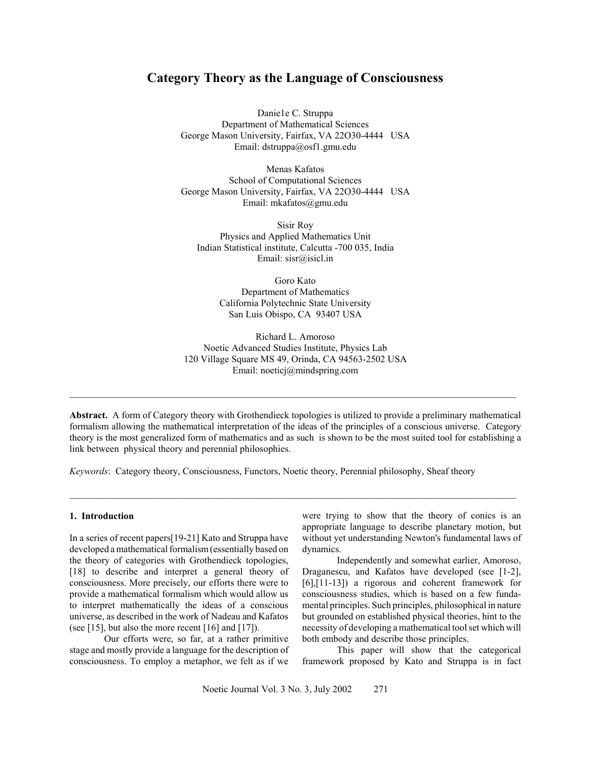# Category Theory as the Language of Consciousness

Danie1e C. Struppa
Department of Mathematical Sciences
George Mason University, Fairfax, VA 22O30-4444 USA
Email: dstruppa@osf1.gmu.edu

Menas Kafatos
School of Computational Sciences
George Mason University, Fairfax, VA 22O30-4444 USA
Email: mkafatos@gmu.edu

Sisir Roy
Physics and Applied Mathematics Unit
Indian Statistical institute, Calcutta -700 035, India
Email: sisr@isicl.in

Goro Kato
Department of Mathematics
California Polytechnic State University
San Luis Obispo, CA 93407 USA

Richard L. Amoroso
Noetic Advanced Studies Institute, Physics Lab
120 Village Square MS 49, Orinda, CA 94563-2502 USA
Email: noeticj@mindspring.com

---

**Abstract.** A form of Category theory with Grothendieck topologies is utilized to provide a preliminary mathematical formalism allowing the mathematical interpretation of the ideas of the principles of a conscious universe. Category theory is the most generalized form of mathematics and as such is shown to be the most suited tool for establishing a link between physical theory and perennial philosophies.

*Keywords*: Category theory, Consciousness, Functors, Noetic theory, Perennial philosophy, Sheaf theory

---

## 1. Introduction

In a series of recent papers[19-21] Kato and Struppa have developed a mathematical formalism (essentially based on the theory of categories with Grothendieck topologies, [18] to describe and interpret a general theory of consciousness. More precisely, our efforts there were to provide a mathematical formalism which would allow us to interpret mathematically the ideas of a conscious universe, as described in the work of Nadeau and Kafatos (see [15], but also the more recent [16] and [17]).

Our efforts were, so far, at a rather primitive stage and mostly provide a language for the description of consciousness. To employ a metaphor, we felt as if we were trying to show that the theory of conics is an appropriate language to describe planetary motion, but without yet understanding Newton's fundamental laws of dynamics.

Independently and somewhat earlier, Amoroso, Draganescu, and Kafatos have developed (see [1-2], [6],[11-13]) a rigorous and coherent framework for consciousness studies, which is based on a few fundamental principles. Such principles, philosophical in nature but grounded on established physical theories, hint to the necessity of developing a mathematical tool set which will both embody and describe those principles.

This paper will show that the categorical framework proposed by Kato and Struppa is in fact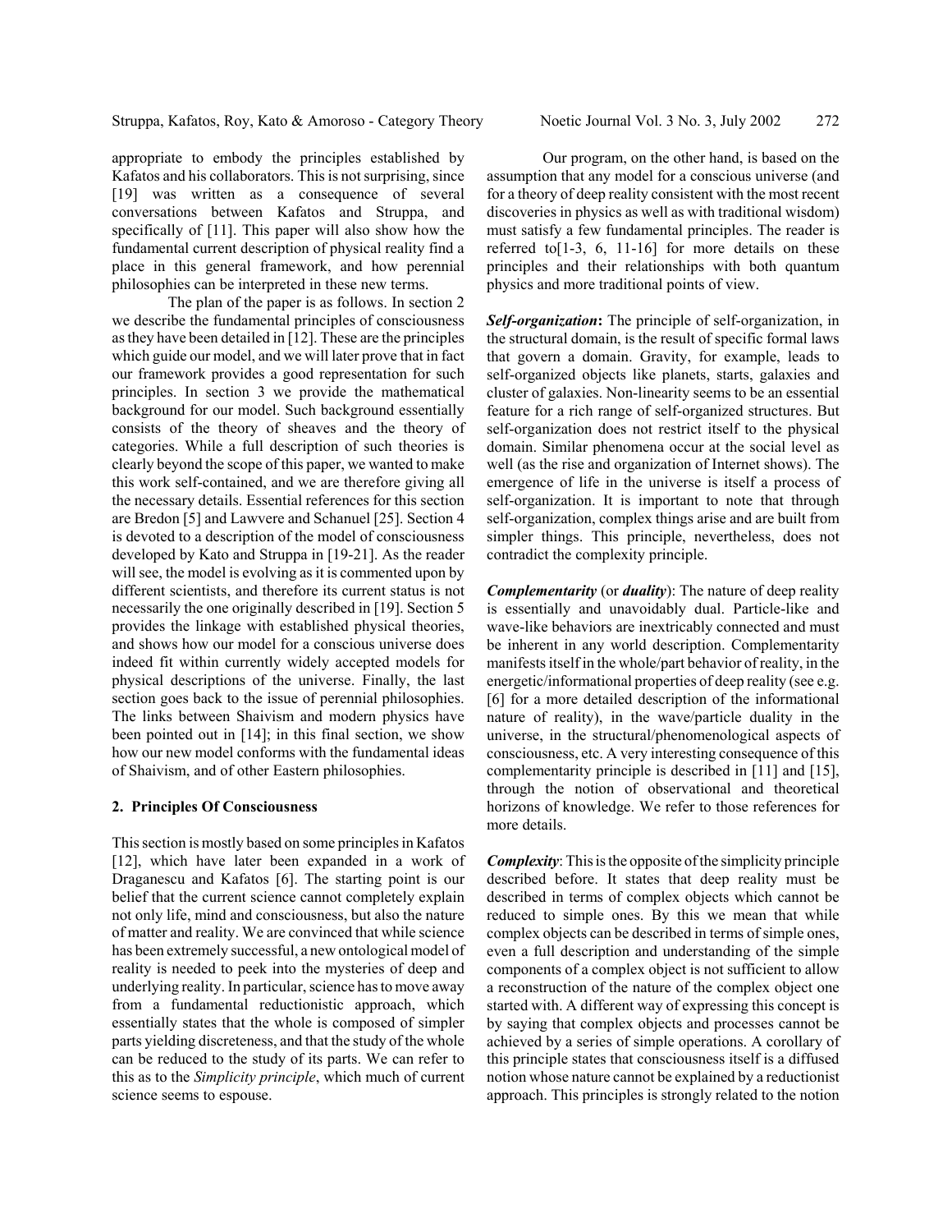appropriate to embody the principles established by Kafatos and his collaborators. This is not surprising, since [19] was written as a consequence of several conversations between Kafatos and Struppa, and specifically of [11]. This paper will also show how the fundamental current description of physical reality find a place in this general framework, and how perennial philosophies can be interpreted in these new terms.

The plan of the paper is as follows. In section 2 we describe the fundamental principles of consciousness as they have been detailed in [12]. These are the principles which guide our model, and we will later prove that in fact our framework provides a good representation for such principles. In section 3 we provide the mathematical background for our model. Such background essentially consists of the theory of sheaves and the theory of categories. While a full description of such theories is clearly beyond the scope of this paper, we wanted to make this work self-contained, and we are therefore giving all the necessary details. Essential references for this section are Bredon [5] and Lawvere and Schanuel [25]. Section 4 is devoted to a description of the model of consciousness developed by Kato and Struppa in [19-21]. As the reader will see, the model is evolving as it is commented upon by different scientists, and therefore its current status is not necessarily the one originally described in [19]. Section 5 provides the linkage with established physical theories, and shows how our model for a conscious universe does indeed fit within currently widely accepted models for physical descriptions of the universe. Finally, the last section goes back to the issue of perennial philosophies. The links between Shaivism and modern physics have been pointed out in [14]; in this final section, we show how our new model conforms with the fundamental ideas of Shaivism, and of other Eastern philosophies.

## 2. Principles Of Consciousness

This section is mostly based on some principles in Kafatos [12], which have later been expanded in a work of Draganescu and Kafatos [6]. The starting point is our belief that the current science cannot completely explain not only life, mind and consciousness, but also the nature of matter and reality. We are convinced that while science has been extremely successful, a new ontological model of reality is needed to peek into the mysteries of deep and underlying reality. In particular, science has to move away from a fundamental reductionistic approach, which essentially states that the whole is composed of simpler parts yielding discreteness, and that the study of the whole can be reduced to the study of its parts. We can refer to this as to the *Simplicity principle*, which much of current science seems to espouse.

Our program, on the other hand, is based on the assumption that any model for a conscious universe (and for a theory of deep reality consistent with the most recent discoveries in physics as well as with traditional wisdom) must satisfy a few fundamental principles. The reader is referred to[1-3, 6, 11-16] for more details on these principles and their relationships with both quantum physics and more traditional points of view.

***Self-organization*:** The principle of self-organization, in the structural domain, is the result of specific formal laws that govern a domain. Gravity, for example, leads to self-organized objects like planets, starts, galaxies and cluster of galaxies. Non-linearity seems to be an essential feature for a rich range of self-organized structures. But self-organization does not restrict itself to the physical domain. Similar phenomena occur at the social level as well (as the rise and organization of Internet shows). The emergence of life in the universe is itself a process of self-organization. It is important to note that through self-organization, complex things arise and are built from simpler things. This principle, nevertheless, does not contradict the complexity principle.

***Complementarity*** (or ***duality***): The nature of deep reality is essentially and unavoidably dual. Particle-like and wave-like behaviors are inextricably connected and must be inherent in any world description. Complementarity manifests itself in the whole/part behavior of reality, in the energetic/informational properties of deep reality (see e.g. [6] for a more detailed description of the informational nature of reality), in the wave/particle duality in the universe, in the structural/phenomenological aspects of consciousness, etc. A very interesting consequence of this complementarity principle is described in [11] and [15], through the notion of observational and theoretical horizons of knowledge. We refer to those references for more details.

***Complexity***: This is the opposite of the simplicity principle described before. It states that deep reality must be described in terms of complex objects which cannot be reduced to simple ones. By this we mean that while complex objects can be described in terms of simple ones, even a full description and understanding of the simple components of a complex object is not sufficient to allow a reconstruction of the nature of the complex object one started with. A different way of expressing this concept is by saying that complex objects and processes cannot be achieved by a series of simple operations. A corollary of this principle states that consciousness itself is a diffused notion whose nature cannot be explained by a reductionist approach. This principles is strongly related to the notion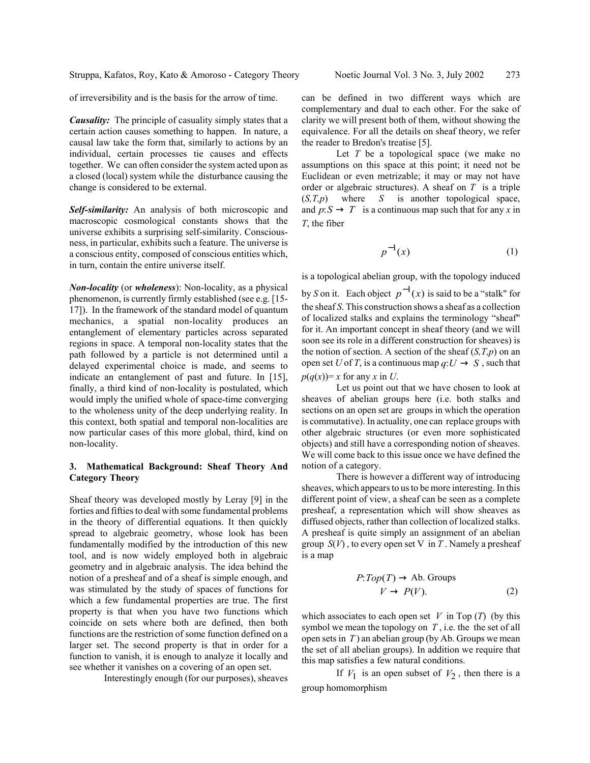of irreversibility and is the basis for the arrow of time.

***Causality:*** The principle of casuality simply states that a certain action causes something to happen. In nature, a causal law take the form that, similarly to actions by an individual, certain processes tie causes and effects together. We can often consider the system acted upon as a closed (local) system while the disturbance causing the change is considered to be external.

***Self-similarity:*** An analysis of both microscopic and macroscopic cosmological constants shows that the universe exhibits a surprising self-similarity. Consciousness, in particular, exhibits such a feature. The universe is a conscious entity, composed of conscious entities which, in turn, contain the entire universe itself.

***Non-locality*** (or ***wholeness***): Non-locality, as a physical phenomenon, is currently firmly established (see e.g. [15-17]). In the framework of the standard model of quantum mechanics, a spatial non-locality produces an entanglement of elementary particles across separated regions in space. A temporal non-locality states that the path followed by a particle is not determined until a delayed experimental choice is made, and seems to indicate an entanglement of past and future. In [15], finally, a third kind of non-locality is postulated, which would imply the unified whole of space-time converging to the wholeness unity of the deep underlying reality. In this context, both spatial and temporal non-localities are now particular cases of this more global, third, kind on non-locality.

## 3. Mathematical Background: Sheaf Theory And Category Theory

Sheaf theory was developed mostly by Leray [9] in the forties and fifties to deal with some fundamental problems in the theory of differential equations. It then quickly spread to algebraic geometry, whose look has been fundamentally modified by the introduction of this new tool, and is now widely employed both in algebraic geometry and in algebraic analysis. The idea behind the notion of a presheaf and of a sheaf is simple enough, and was stimulated by the study of spaces of functions for which a few fundamental properties are true. The first property is that when you have two functions which coincide on sets where both are defined, then both functions are the restriction of some function defined on a larger set. The second property is that in order for a function to vanish, it is enough to analyze it locally and see whether it vanishes on a covering of an open set.

Interestingly enough (for our purposes), sheaves can be defined in two different ways which are complementary and dual to each other. For the sake of clarity we will present both of them, without showing the equivalence. For all the details on sheaf theory, we refer the reader to Bredon's treatise [5].

Let $T$ be a topological space (we make no assumptions on this space at this point; it need not be Euclidean or even metrizable; it may or may not have order or algebraic structures). A sheaf on $T$ is a triple $(S,T,p)$ where $S$ is another topological space, and $p: S \rightarrow T$ is a continuous map such that for any $x$ in $T$, the fiber

$$p^{-1}(x) \tag{1}$$

is a topological abelian group, with the topology induced by $S$ on it. Each object $p^{-1}(x)$ is said to be a "stalk" for the sheaf $S$. This construction shows a sheaf as a collection of localized stalks and explains the terminology "sheaf" for it. An important concept in sheaf theory (and we will soon see its role in a different construction for sheaves) is the notion of section. A section of the sheaf $(S,T,p)$ on an open set $U$ of $T$, is a continuous map $q: U \rightarrow S$, such that $p(q(x)) = x$ for any $x$ in $U$.

Let us point out that we have chosen to look at sheaves of abelian groups here (i.e. both stalks and sections on an open set are groups in which the operation is commutative). In actuality, one can replace groups with other algebraic structures (or even more sophisticated objects) and still have a corresponding notion of sheaves. We will come back to this issue once we have defined the notion of a category.

There is however a different way of introducing sheaves, which appears to us to be more interesting. In this different point of view, a sheaf can be seen as a complete presheaf, a representation which will show sheaves as diffused objects, rather than collection of localized stalks. A presheaf is quite simply an assignment of an abelian group $S(V)$, to every open set V in $T$. Namely a presheaf is a map

$$P: Top(T) \rightarrow \text{Ab. Groups}$$
$$V \rightarrow P(V). \tag{2}$$

which associates to each open set $V$ in Top $(T)$ (by this symbol we mean the topology on $T$, i.e. the the set of all open sets in $T$) an abelian group (by Ab. Groups we mean the set of all abelian groups). In addition we require that this map satisfies a few natural conditions.

If $V_1$ is an open subset of $V_2$, then there is a group homomorphism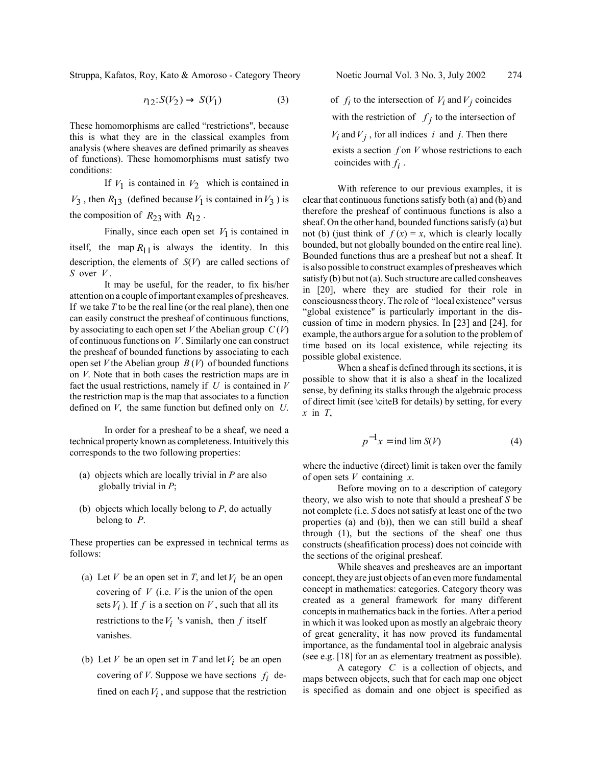$$r_{12}: S(V_2) \rightarrow S(V_1) \tag{3}$$

These homomorphisms are called "restrictions", because this is what they are in the classical examples from analysis (where sheaves are defined primarily as sheaves of functions). These homomorphisms must satisfy two conditions:

If $V_1$ is contained in $V_2$ which is contained in $V_3$, then $R_{13}$ (defined because $V_1$ is contained in $V_3$) is the composition of $R_{23}$ with $R_{12}$.

Finally, since each open set $V_1$ is contained in itself, the map $R_{11}$ is always the identity. In this description, the elements of $S(V)$ are called sections of $S$ over $V$.

It may be useful, for the reader, to fix his/her attention on a couple of important examples of presheaves. If we take $T$ to be the real line (or the real plane), then one can easily construct the presheaf of continuous functions, by associating to each open set $V$ the Abelian group $C(V)$ of continuous functions on $V$. Similarly one can construct the presheaf of bounded functions by associating to each open set $V$ the Abelian group $B(V)$ of bounded functions on $V$. Note that in both cases the restriction maps are in fact the usual restrictions, namely if $U$ is contained in $V$ the restriction map is the map that associates to a function defined on $V$, the same function but defined only on $U$.

In order for a presheaf to be a sheaf, we need a technical property known as completeness. Intuitively this corresponds to the two following properties:

(a) objects which are locally trivial in $P$ are also globally trivial in $P$;

(b) objects which locally belong to $P$, do actually belong to $P$.

These properties can be expressed in technical terms as follows:

(a) Let $V$ be an open set in $T$, and let $V_i$ be an open covering of $V$ (i.e. $V$ is the union of the open sets $V_i$). If $f$ is a section on $V$, such that all its restrictions to the $V_i$ 's vanish, then $f$ itself vanishes.

(b) Let $V$ be an open set in $T$ and let $V_i$ be an open covering of $V$. Suppose we have sections $f_i$ defined on each $V_i$, and suppose that the restriction of $f_i$ to the intersection of $V_i$ and $V_j$ coincides with the restriction of $f_j$ to the intersection of $V_i$ and $V_j$, for all indices $i$ and $j$. Then there exists a section $f$ on $V$ whose restrictions to each coincides with $f_i$.

With reference to our previous examples, it is clear that continuous functions satisfy both (a) and (b) and therefore the presheaf of continuous functions is also a sheaf. On the other hand, bounded functions satisfy (a) but not (b) (just think of $f(x) = x$, which is clearly locally bounded, but not globally bounded on the entire real line). Bounded functions thus are a presheaf but not a sheaf. It is also possible to construct examples of presheaves which satisfy (b) but not (a). Such structure are called consheaves in [20], where they are studied for their role in consciousness theory. The role of "local existence" versus "global existence" is particularly important in the discussion of time in modern physics. In [23] and [24], for example, the authors argue for a solution to the problem of time based on its local existence, while rejecting its possible global existence.

When a sheaf is defined through its sections, it is possible to show that it is also a sheaf in the localized sense, by defining its stalks through the algebraic process of direct limit (see \citeB for details) by setting, for every $x$ in $T$,

$$p^{-1}x = \text{ind lim } S(V) \tag{4}$$

where the inductive (direct) limit is taken over the family of open sets $V$ containing $x$.

Before moving on to a description of category theory, we also wish to note that should a presheaf $S$ be not complete (i.e. $S$ does not satisfy at least one of the two properties (a) and (b)), then we can still build a sheaf through (1), but the sections of the sheaf one thus constructs (sheafification process) does not coincide with the sections of the original presheaf.

While sheaves and presheaves are an important concept, they are just objects of an even more fundamental concept in mathematics: categories. Category theory was created as a general framework for many different concepts in mathematics back in the forties. After a period in which it was looked upon as mostly an algebraic theory of great generality, it has now proved its fundamental importance, as the fundamental tool in algebraic analysis (see e.g. [18] for an as elementary treatment as possible).

A category $C$ is a collection of objects, and maps between objects, such that for each map one object is specified as domain and one object is specified as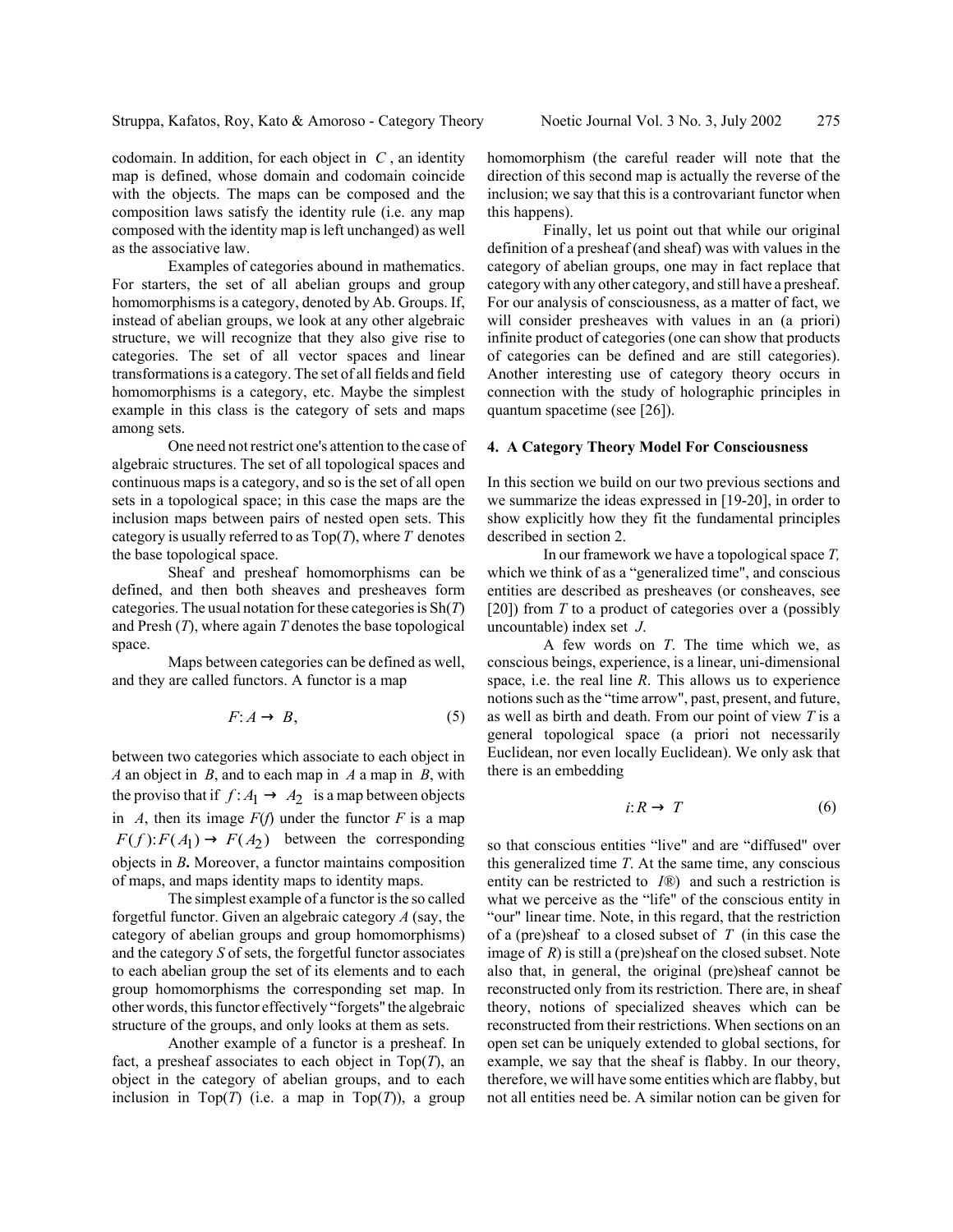codomain. In addition, for each object in $C$, an identity map is defined, whose domain and codomain coincide with the objects. The maps can be composed and the composition laws satisfy the identity rule (i.e. any map composed with the identity map is left unchanged) as well as the associative law.

Examples of categories abound in mathematics. For starters, the set of all abelian groups and group homomorphisms is a category, denoted by Ab. Groups. If, instead of abelian groups, we look at any other algebraic structure, we will recognize that they also give rise to categories. The set of all vector spaces and linear transformations is a category. The set of all fields and field homomorphisms is a category, etc. Maybe the simplest example in this class is the category of sets and maps among sets.

One need not restrict one's attention to the case of algebraic structures. The set of all topological spaces and continuous maps is a category, and so is the set of all open sets in a topological space; in this case the maps are the inclusion maps between pairs of nested open sets. This category is usually referred to as Top($T$), where $T$ denotes the base topological space.

Sheaf and presheaf homomorphisms can be defined, and then both sheaves and presheaves form categories. The usual notation for these categories is Sh($T$) and Presh ($T$), where again $T$ denotes the base topological space.

Maps between categories can be defined as well, and they are called functors. A functor is a map

$$F: A \to B, \tag{5}$$

between two categories which associate to each object in $A$ an object in $B$, and to each map in $A$ a map in $B$, with the proviso that if $f: A_1 \to A_2$ is a map between objects in $A$, then its image $F(f)$ under the functor $F$ is a map $F(f): F(A_1) \to F(A_2)$ between the corresponding objects in $B$**.** Moreover, a functor maintains composition of maps, and maps identity maps to identity maps.

The simplest example of a functor is the so called forgetful functor. Given an algebraic category $A$ (say, the category of abelian groups and group homomorphisms) and the category $S$ of sets, the forgetful functor associates to each abelian group the set of its elements and to each group homomorphisms the corresponding set map. In other words, this functor effectively "forgets" the algebraic structure of the groups, and only looks at them as sets.

Another example of a functor is a presheaf. In fact, a presheaf associates to each object in Top($T$), an object in the category of abelian groups, and to each inclusion in Top($T$) (i.e. a map in Top($T$)), a group homomorphism (the careful reader will note that the direction of this second map is actually the reverse of the inclusion; we say that this is a controvariant functor when this happens).

Finally, let us point out that while our original definition of a presheaf (and sheaf) was with values in the category of abelian groups, one may in fact replace that category with any other category, and still have a presheaf. For our analysis of consciousness, as a matter of fact, we will consider presheaves with values in an (a priori) infinite product of categories (one can show that products of categories can be defined and are still categories). Another interesting use of category theory occurs in connection with the study of holographic principles in quantum spacetime (see [26]).

## 4. A Category Theory Model For Consciousness

In this section we build on our two previous sections and we summarize the ideas expressed in [19-20], in order to show explicitly how they fit the fundamental principles described in section 2.

In our framework we have a topological space $T$, which we think of as a "generalized time", and conscious entities are described as presheaves (or consheaves, see [20]) from $T$ to a product of categories over a (possibly uncountable) index set $J$.

A few words on $T$. The time which we, as conscious beings, experience, is a linear, uni-dimensional space, i.e. the real line $R$. This allows us to experience notions such as the "time arrow", past, present, and future, as well as birth and death. From our point of view $T$ is a general topological space (a priori not necessarily Euclidean, nor even locally Euclidean). We only ask that there is an embedding

$$i: R \to T \tag{6}$$

so that conscious entities "live" and are "diffused" over this generalized time $T$. At the same time, any conscious entity can be restricted to $I$®) and such a restriction is what we perceive as the "life" of the conscious entity in "our" linear time. Note, in this regard, that the restriction of a (pre)sheaf to a closed subset of $T$ (in this case the image of $R$) is still a (pre)sheaf on the closed subset. Note also that, in general, the original (pre)sheaf cannot be reconstructed only from its restriction. There are, in sheaf theory, notions of specialized sheaves which can be reconstructed from their restrictions. When sections on an open set can be uniquely extended to global sections, for example, we say that the sheaf is flabby. In our theory, therefore, we will have some entities which are flabby, but not all entities need be. A similar notion can be given for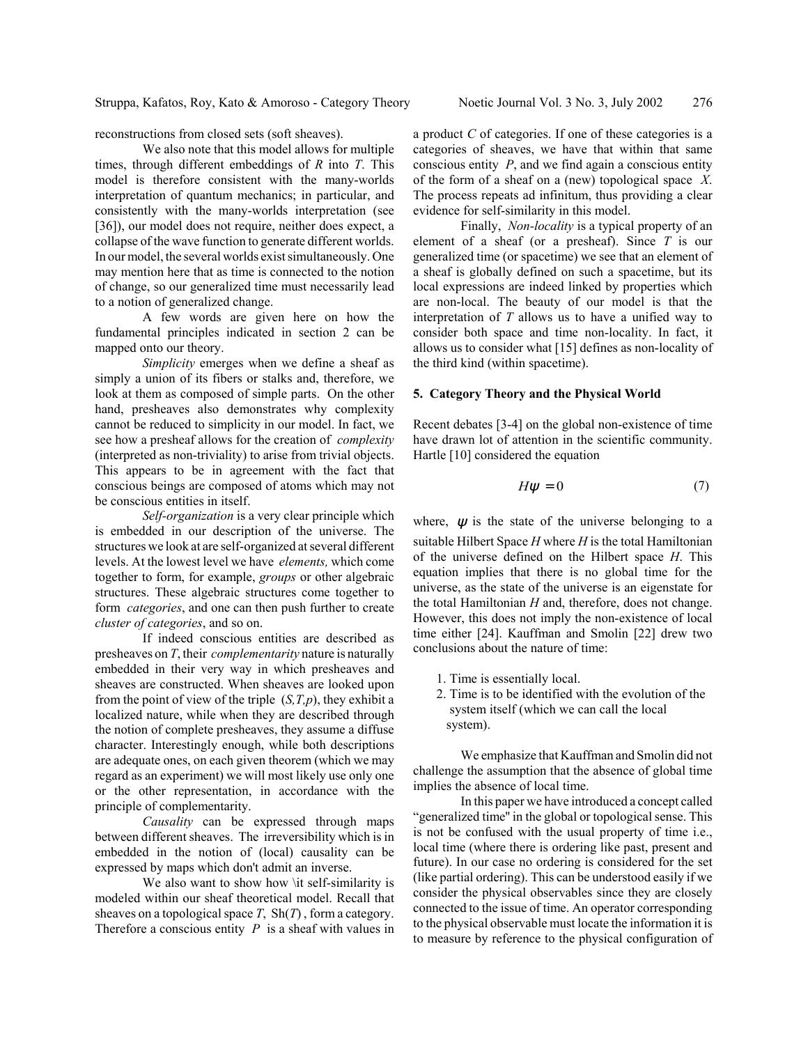reconstructions from closed sets (soft sheaves).

We also note that this model allows for multiple times, through different embeddings of $R$ into $T$. This model is therefore consistent with the many-worlds interpretation of quantum mechanics; in particular, and consistently with the many-worlds interpretation (see [36]), our model does not require, neither does expect, a collapse of the wave function to generate different worlds. In our model, the several worlds exist simultaneously. One may mention here that as time is connected to the notion of change, so our generalized time must necessarily lead to a notion of generalized change.

A few words are given here on how the fundamental principles indicated in section 2 can be mapped onto our theory.

*Simplicity* emerges when we define a sheaf as simply a union of its fibers or stalks and, therefore, we look at them as composed of simple parts. On the other hand, presheaves also demonstrates why complexity cannot be reduced to simplicity in our model. In fact, we see how a presheaf allows for the creation of *complexity* (interpreted as non-triviality) to arise from trivial objects. This appears to be in agreement with the fact that conscious beings are composed of atoms which may not be conscious entities in itself.

*Self-organization* is a very clear principle which is embedded in our description of the universe. The structures we look at are self-organized at several different levels. At the lowest level we have *elements,* which come together to form, for example, *groups* or other algebraic structures. These algebraic structures come together to form *categories*, and one can then push further to create *cluster of categories*, and so on.

If indeed conscious entities are described as presheaves on $T$, their *complementarity* nature is naturally embedded in their very way in which presheaves and sheaves are constructed. When sheaves are looked upon from the point of view of the triple $(S,T,p)$, they exhibit a localized nature, while when they are described through the notion of complete presheaves, they assume a diffuse character. Interestingly enough, while both descriptions are adequate ones, on each given theorem (which we may regard as an experiment) we will most likely use only one or the other representation, in accordance with the principle of complementarity.

*Causality* can be expressed through maps between different sheaves. The irreversibility which is in embedded in the notion of (local) causality can be expressed by maps which don't admit an inverse.

We also want to show how \it self-similarity is modeled within our sheaf theoretical model. Recall that sheaves on a topological space $T$, Sh($T$), form a category. Therefore a conscious entity $P$ is a sheaf with values in a product $C$ of categories. If one of these categories is a categories of sheaves, we have that within that same conscious entity $P$, and we find again a conscious entity of the form of a sheaf on a (new) topological space $X$. The process repeats ad infinitum, thus providing a clear evidence for self-similarity in this model.

Finally, *Non-locality* is a typical property of an element of a sheaf (or a presheaf). Since $T$ is our generalized time (or spacetime) we see that an element of a sheaf is globally defined on such a spacetime, but its local expressions are indeed linked by properties which are non-local. The beauty of our model is that the interpretation of $T$ allows us to have a unified way to consider both space and time non-locality. In fact, it allows us to consider what [15] defines as non-locality of the third kind (within spacetime).

## 5. Category Theory and the Physical World

Recent debates [3-4] on the global non-existence of time have drawn lot of attention in the scientific community. Hartle [10] considered the equation

$$H\psi = 0 \tag{7}$$

where, $\psi$ is the state of the universe belonging to a suitable Hilbert Space $H$ where $H$ is the total Hamiltonian of the universe defined on the Hilbert space $H$. This equation implies that there is no global time for the universe, as the state of the universe is an eigenstate for the total Hamiltonian $H$ and, therefore, does not change. However, this does not imply the non-existence of local time either [24]. Kauffman and Smolin [22] drew two conclusions about the nature of time:

1. Time is essentially local.
2. Time is to be identified with the evolution of the system itself (which we can call the local system).

We emphasize that Kauffman and Smolin did not challenge the assumption that the absence of global time implies the absence of local time.

In this paper we have introduced a concept called "generalized time" in the global or topological sense. This is not be confused with the usual property of time i.e., local time (where there is ordering like past, present and future). In our case no ordering is considered for the set (like partial ordering). This can be understood easily if we consider the physical observables since they are closely connected to the issue of time. An operator corresponding to the physical observable must locate the information it is to measure by reference to the physical configuration of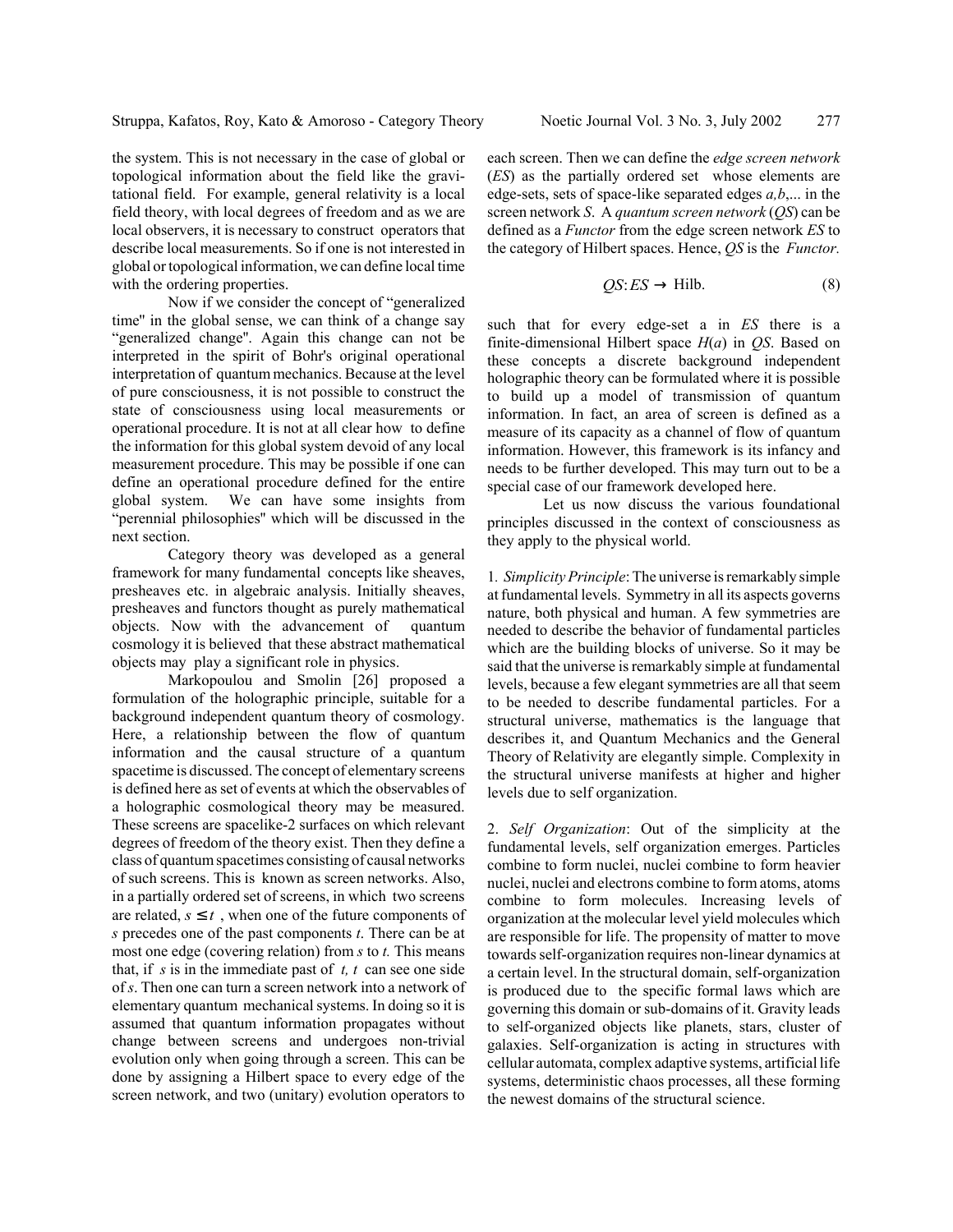the system. This is not necessary in the case of global or topological information about the field like the gravitational field. For example, general relativity is a local field theory, with local degrees of freedom and as we are local observers, it is necessary to construct operators that describe local measurements. So if one is not interested in global or topological information, we can define local time with the ordering properties.

Now if we consider the concept of "generalized time" in the global sense, we can think of a change say "generalized change". Again this change can not be interpreted in the spirit of Bohr's original operational interpretation of quantum mechanics. Because at the level of pure consciousness, it is not possible to construct the state of consciousness using local measurements or operational procedure. It is not at all clear how to define the information for this global system devoid of any local measurement procedure. This may be possible if one can define an operational procedure defined for the entire global system. We can have some insights from "perennial philosophies" which will be discussed in the next section.

Category theory was developed as a general framework for many fundamental concepts like sheaves, presheaves etc. in algebraic analysis. Initially sheaves, presheaves and functors thought as purely mathematical objects. Now with the advancement of quantum cosmology it is believed that these abstract mathematical objects may play a significant role in physics.

Markopoulou and Smolin [26] proposed a formulation of the holographic principle, suitable for a background independent quantum theory of cosmology. Here, a relationship between the flow of quantum information and the causal structure of a quantum spacetime is discussed. The concept of elementary screens is defined here as set of events at which the observables of a holographic cosmological theory may be measured. These screens are spacelike-2 surfaces on which relevant degrees of freedom of the theory exist. Then they define a class of quantum spacetimes consisting of causal networks of such screens. This is known as screen networks. Also, in a partially ordered set of screens, in which two screens are related, $s \leq t$ , when one of the future components of *s* precedes one of the past components *t*. There can be at most one edge (covering relation) from *s* to *t.* This means that, if *s* is in the immediate past of *t, t* can see one side of *s*. Then one can turn a screen network into a network of elementary quantum mechanical systems. In doing so it is assumed that quantum information propagates without change between screens and undergoes non-trivial evolution only when going through a screen. This can be done by assigning a Hilbert space to every edge of the screen network, and two (unitary) evolution operators to each screen. Then we can define the *edge screen network* (*ES*) as the partially ordered set whose elements are edge-sets, sets of space-like separated edges *a,b*,... in the screen network *S*. A *quantum screen network* (*QS*) can be defined as a *Functor* from the edge screen network *ES* to the category of Hilbert spaces. Hence, *QS* is the *Functor.*

$$QS\colon ES \rightarrow \text{Hilb}. \tag{8}$$

such that for every edge-set a in *ES* there is a finite-dimensional Hilbert space *H*(*a*) in *QS*. Based on these concepts a discrete background independent holographic theory can be formulated where it is possible to build up a model of transmission of quantum information. In fact, an area of screen is defined as a measure of its capacity as a channel of flow of quantum information. However, this framework is its infancy and needs to be further developed. This may turn out to be a special case of our framework developed here.

Let us now discuss the various foundational principles discussed in the context of consciousness as they apply to the physical world.

1. *Simplicity Principle*: The universe is remarkably simple at fundamental levels. Symmetry in all its aspects governs nature, both physical and human. A few symmetries are needed to describe the behavior of fundamental particles which are the building blocks of universe. So it may be said that the universe is remarkably simple at fundamental levels, because a few elegant symmetries are all that seem to be needed to describe fundamental particles. For a structural universe, mathematics is the language that describes it, and Quantum Mechanics and the General Theory of Relativity are elegantly simple. Complexity in the structural universe manifests at higher and higher levels due to self organization.

2. *Self Organization*: Out of the simplicity at the fundamental levels, self organization emerges. Particles combine to form nuclei, nuclei combine to form heavier nuclei, nuclei and electrons combine to form atoms, atoms combine to form molecules. Increasing levels of organization at the molecular level yield molecules which are responsible for life. The propensity of matter to move towards self-organization requires non-linear dynamics at a certain level. In the structural domain, self-organization is produced due to the specific formal laws which are governing this domain or sub-domains of it. Gravity leads to self-organized objects like planets, stars, cluster of galaxies. Self-organization is acting in structures with cellular automata, complex adaptive systems, artificial life systems, deterministic chaos processes, all these forming the newest domains of the structural science.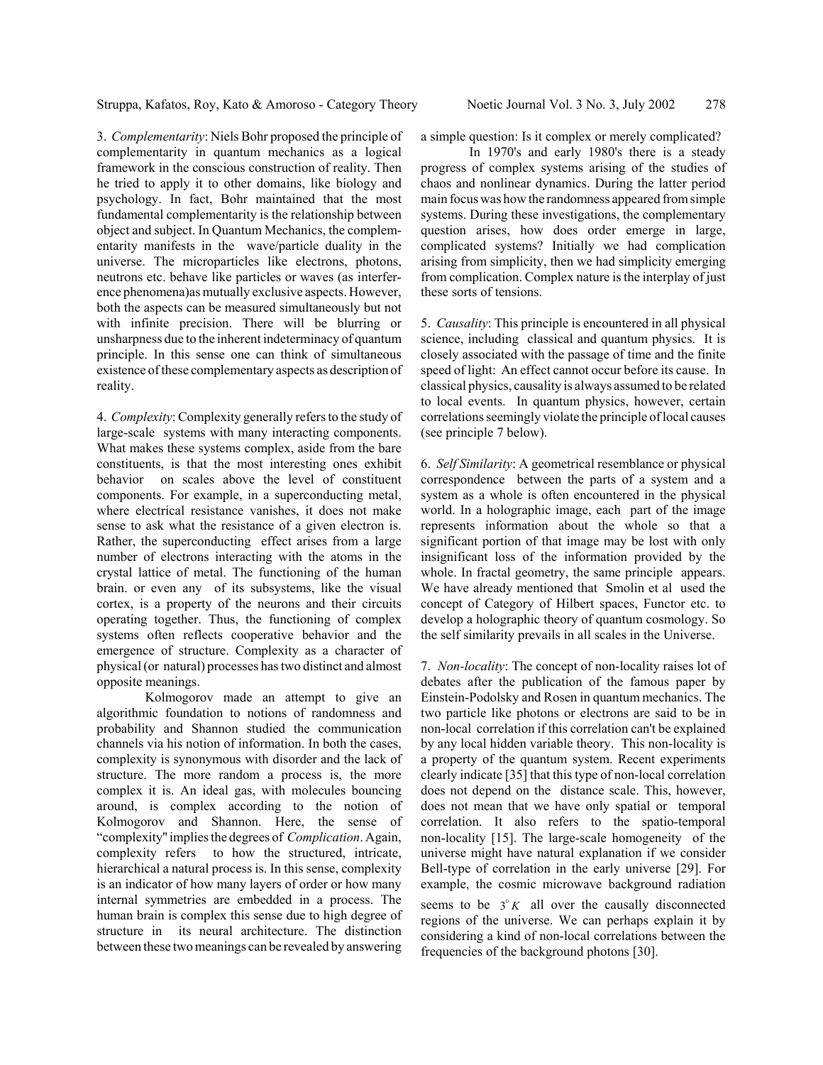3. *Complementarity*: Niels Bohr proposed the principle of complementarity in quantum mechanics as a logical framework in the conscious construction of reality. Then he tried to apply it to other domains, like biology and psychology. In fact, Bohr maintained that the most fundamental complementarity is the relationship between object and subject. In Quantum Mechanics, the complementarity manifests in the wave/particle duality in the universe. The microparticles like electrons, photons, neutrons etc. behave like particles or waves (as interference phenomena)as mutually exclusive aspects. However, both the aspects can be measured simultaneously but not with infinite precision. There will be blurring or unsharpness due to the inherent indeterminacy of quantum principle. In this sense one can think of simultaneous existence of these complementary aspects as description of reality.

4. *Complexity*: Complexity generally refers to the study of large-scale systems with many interacting components. What makes these systems complex, aside from the bare constituents, is that the most interesting ones exhibit behavior on scales above the level of constituent components. For example, in a superconducting metal, where electrical resistance vanishes, it does not make sense to ask what the resistance of a given electron is. Rather, the superconducting effect arises from a large number of electrons interacting with the atoms in the crystal lattice of metal. The functioning of the human brain. or even any of its subsystems, like the visual cortex, is a property of the neurons and their circuits operating together. Thus, the functioning of complex systems often reflects cooperative behavior and the emergence of structure. Complexity as a character of physical (or natural) processes has two distinct and almost opposite meanings.

Kolmogorov made an attempt to give an algorithmic foundation to notions of randomness and probability and Shannon studied the communication channels via his notion of information. In both the cases, complexity is synonymous with disorder and the lack of structure. The more random a process is, the more complex it is. An ideal gas, with molecules bouncing around, is complex according to the notion of Kolmogorov and Shannon. Here, the sense of "complexity" implies the degrees of *Complication*. Again, complexity refers to how the structured, intricate, hierarchical a natural process is. In this sense, complexity is an indicator of how many layers of order or how many internal symmetries are embedded in a process. The human brain is complex this sense due to high degree of structure in its neural architecture. The distinction between these two meanings can be revealed by answering a simple question: Is it complex or merely complicated?

In 1970's and early 1980's there is a steady progress of complex systems arising of the studies of chaos and nonlinear dynamics. During the latter period main focus was how the randomness appeared from simple systems. During these investigations, the complementary question arises, how does order emerge in large, complicated systems? Initially we had complication arising from simplicity, then we had simplicity emerging from complication. Complex nature is the interplay of just these sorts of tensions.

5. *Causality*: This principle is encountered in all physical science, including classical and quantum physics. It is closely associated with the passage of time and the finite speed of light: An effect cannot occur before its cause. In classical physics, causality is always assumed to be related to local events. In quantum physics, however, certain correlations seemingly violate the principle of local causes (see principle 7 below).

6. *Self Similarity*: A geometrical resemblance or physical correspondence between the parts of a system and a system as a whole is often encountered in the physical world. In a holographic image, each part of the image represents information about the whole so that a significant portion of that image may be lost with only insignificant loss of the information provided by the whole. In fractal geometry, the same principle appears. We have already mentioned that Smolin et al used the concept of Category of Hilbert spaces, Functor etc. to develop a holographic theory of quantum cosmology. So the self similarity prevails in all scales in the Universe.

7. *Non-locality*: The concept of non-locality raises lot of debates after the publication of the famous paper by Einstein-Podolsky and Rosen in quantum mechanics. The two particle like photons or electrons are said to be in non-local correlation if this correlation can't be explained by any local hidden variable theory. This non-locality is a property of the quantum system. Recent experiments clearly indicate [35] that this type of non-local correlation does not depend on the distance scale. This, however, does not mean that we have only spatial or temporal correlation. It also refers to the spatio-temporal non-locality [15]. The large-scale homogeneity of the universe might have natural explanation if we consider Bell-type of correlation in the early universe [29]. For example, the cosmic microwave background radiation seems to be $3^{\circ} K$ all over the causally disconnected regions of the universe. We can perhaps explain it by considering a kind of non-local correlations between the frequencies of the background photons [30].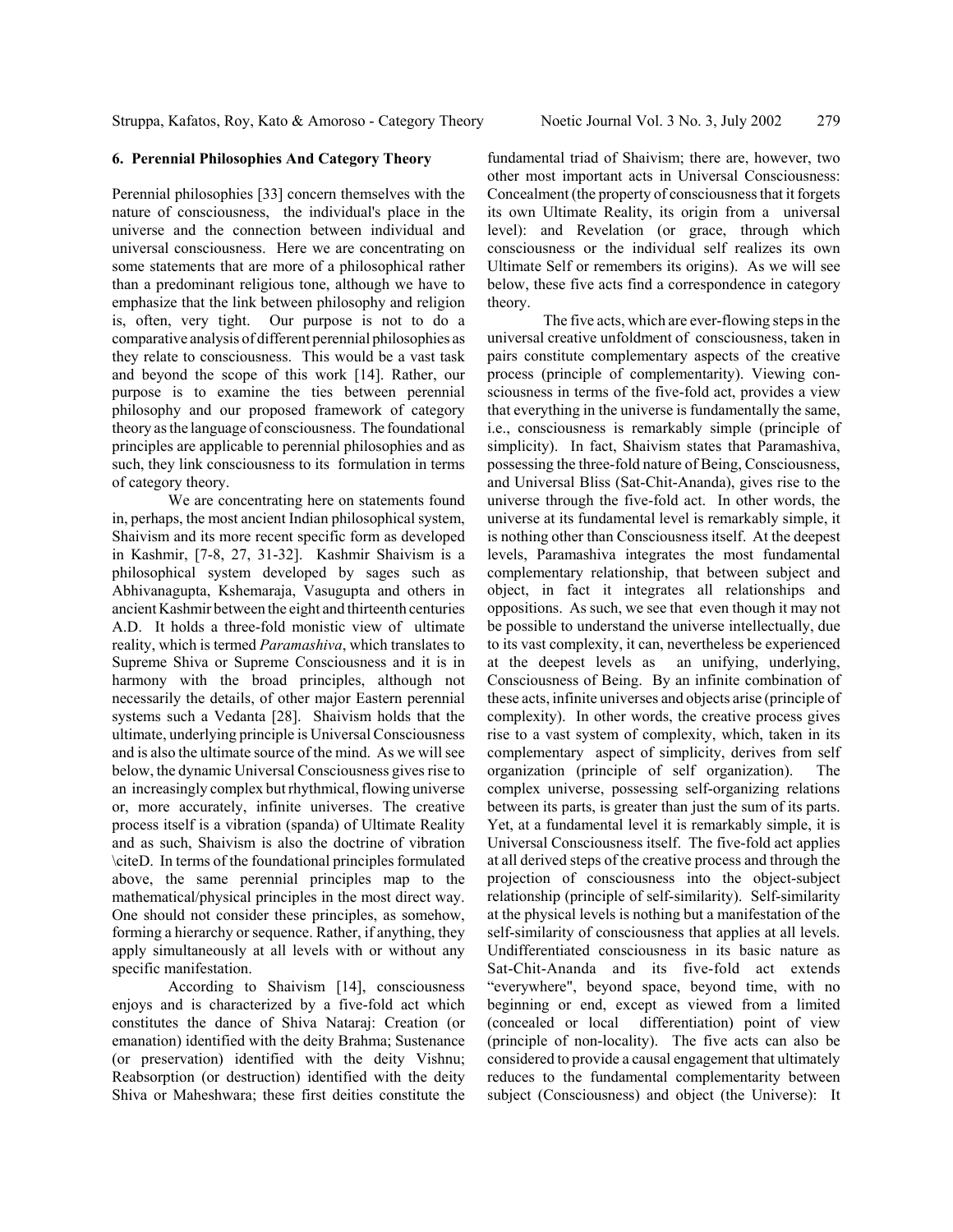## 6. Perennial Philosophies And Category Theory

Perennial philosophies [33] concern themselves with the nature of consciousness, the individual's place in the universe and the connection between individual and universal consciousness. Here we are concentrating on some statements that are more of a philosophical rather than a predominant religious tone, although we have to emphasize that the link between philosophy and religion is, often, very tight. Our purpose is not to do a comparative analysis of different perennial philosophies as they relate to consciousness. This would be a vast task and beyond the scope of this work [14]. Rather, our purpose is to examine the ties between perennial philosophy and our proposed framework of category theory as the language of consciousness. The foundational principles are applicable to perennial philosophies and as such, they link consciousness to its formulation in terms of category theory.

We are concentrating here on statements found in, perhaps, the most ancient Indian philosophical system, Shaivism and its more recent specific form as developed in Kashmir, [7-8, 27, 31-32]. Kashmir Shaivism is a philosophical system developed by sages such as Abhivanagupta, Kshemaraja, Vasugupta and others in ancient Kashmir between the eight and thirteenth centuries A.D. It holds a three-fold monistic view of ultimate reality, which is termed *Paramashiva*, which translates to Supreme Shiva or Supreme Consciousness and it is in harmony with the broad principles, although not necessarily the details, of other major Eastern perennial systems such a Vedanta [28]. Shaivism holds that the ultimate, underlying principle is Universal Consciousness and is also the ultimate source of the mind. As we will see below, the dynamic Universal Consciousness gives rise to an increasingly complex but rhythmical, flowing universe or, more accurately, infinite universes. The creative process itself is a vibration (spanda) of Ultimate Reality and as such, Shaivism is also the doctrine of vibration \citeD. In terms of the foundational principles formulated above, the same perennial principles map to the mathematical/physical principles in the most direct way. One should not consider these principles, as somehow, forming a hierarchy or sequence. Rather, if anything, they apply simultaneously at all levels with or without any specific manifestation.

According to Shaivism [14], consciousness enjoys and is characterized by a five-fold act which constitutes the dance of Shiva Nataraj: Creation (or emanation) identified with the deity Brahma; Sustenance (or preservation) identified with the deity Vishnu; Reabsorption (or destruction) identified with the deity Shiva or Maheshwara; these first deities constitute the fundamental triad of Shaivism; there are, however, two other most important acts in Universal Consciousness: Concealment (the property of consciousness that it forgets its own Ultimate Reality, its origin from a universal level): and Revelation (or grace, through which consciousness or the individual self realizes its own Ultimate Self or remembers its origins). As we will see below, these five acts find a correspondence in category theory.

The five acts, which are ever-flowing steps in the universal creative unfoldment of consciousness, taken in pairs constitute complementary aspects of the creative process (principle of complementarity). Viewing consciousness in terms of the five-fold act, provides a view that everything in the universe is fundamentally the same, i.e., consciousness is remarkably simple (principle of simplicity). In fact, Shaivism states that Paramashiva, possessing the three-fold nature of Being, Consciousness, and Universal Bliss (Sat-Chit-Ananda), gives rise to the universe through the five-fold act. In other words, the universe at its fundamental level is remarkably simple, it is nothing other than Consciousness itself. At the deepest levels, Paramashiva integrates the most fundamental complementary relationship, that between subject and object, in fact it integrates all relationships and oppositions. As such, we see that even though it may not be possible to understand the universe intellectually, due to its vast complexity, it can, nevertheless be experienced at the deepest levels as an unifying, underlying, Consciousness of Being. By an infinite combination of these acts, infinite universes and objects arise (principle of complexity). In other words, the creative process gives rise to a vast system of complexity, which, taken in its complementary aspect of simplicity, derives from self organization (principle of self organization). The complex universe, possessing self-organizing relations between its parts, is greater than just the sum of its parts. Yet, at a fundamental level it is remarkably simple, it is Universal Consciousness itself. The five-fold act applies at all derived steps of the creative process and through the projection of consciousness into the object-subject relationship (principle of self-similarity). Self-similarity at the physical levels is nothing but a manifestation of the self-similarity of consciousness that applies at all levels. Undifferentiated consciousness in its basic nature as Sat-Chit-Ananda and its five-fold act extends "everywhere", beyond space, beyond time, with no beginning or end, except as viewed from a limited (concealed or local differentiation) point of view (principle of non-locality). The five acts can also be considered to provide a causal engagement that ultimately reduces to the fundamental complementarity between subject (Consciousness) and object (the Universe): It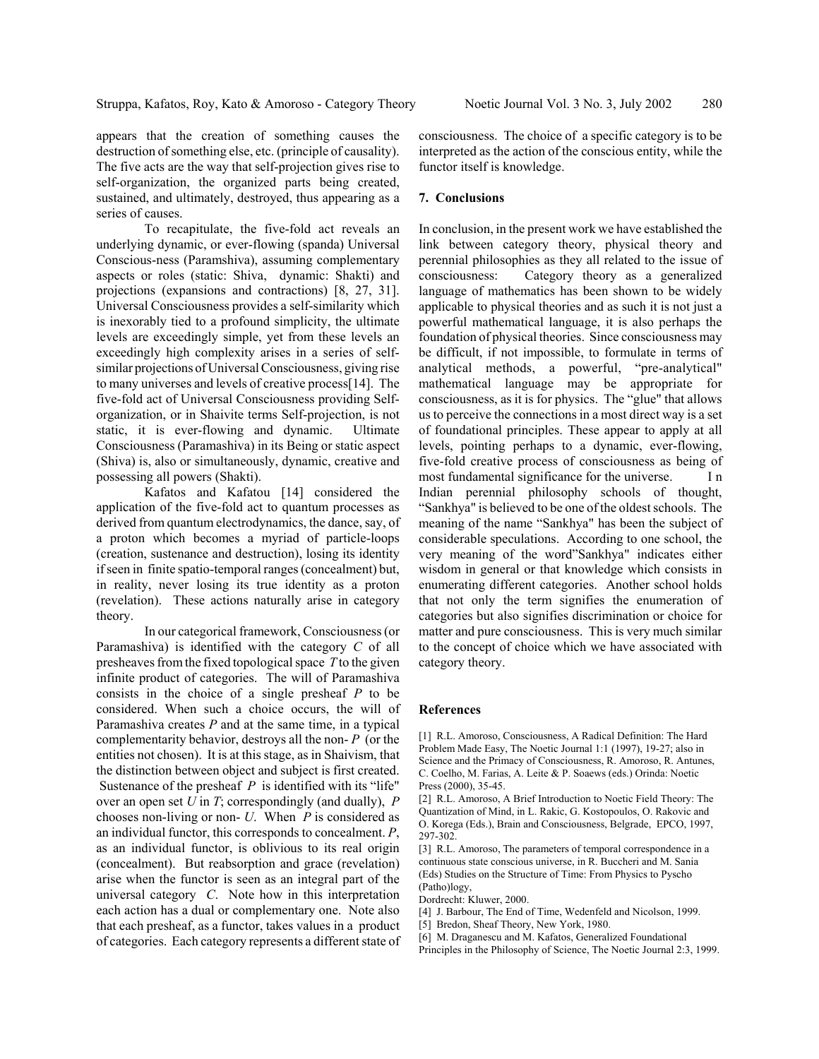appears that the creation of something causes the destruction of something else, etc. (principle of causality). The five acts are the way that self-projection gives rise to self-organization, the organized parts being created, sustained, and ultimately, destroyed, thus appearing as a series of causes.

To recapitulate, the five-fold act reveals an underlying dynamic, or ever-flowing (spanda) Universal Conscious-ness (Paramshiva), assuming complementary aspects or roles (static: Shiva, dynamic: Shakti) and projections (expansions and contractions) [8, 27, 31]. Universal Consciousness provides a self-similarity which is inexorably tied to a profound simplicity, the ultimate levels are exceedingly simple, yet from these levels an exceedingly high complexity arises in a series of self-similar projections of Universal Consciousness, giving rise to many universes and levels of creative process[14]. The five-fold act of Universal Consciousness providing Self-organization, or in Shaivite terms Self-projection, is not static, it is ever-flowing and dynamic. Ultimate Consciousness (Paramashiva) in its Being or static aspect (Shiva) is, also or simultaneously, dynamic, creative and possessing all powers (Shakti).

Kafatos and Kafatou [14] considered the application of the five-fold act to quantum processes as derived from quantum electrodynamics, the dance, say, of a proton which becomes a myriad of particle-loops (creation, sustenance and destruction), losing its identity if seen in finite spatio-temporal ranges (concealment) but, in reality, never losing its true identity as a proton (revelation). These actions naturally arise in category theory.

In our categorical framework, Consciousness (or Paramashiva) is identified with the category $C$ of all presheaves from the fixed topological space $T$ to the given infinite product of categories. The will of Paramashiva consists in the choice of a single presheaf $P$ to be considered. When such a choice occurs, the will of Paramashiva creates $P$ and at the same time, in a typical complementarity behavior, destroys all the non- $P$ (or the entities not chosen). It is at this stage, as in Shaivism, that the distinction between object and subject is first created. Sustenance of the presheaf $P$ is identified with its "life" over an open set $U$ in $T$; correspondingly (and dually), $P$ chooses non-living or non- $U$. When $P$ is considered as an individual functor, this corresponds to concealment. $P$, as an individual functor, is oblivious to its real origin (concealment). But reabsorption and grace (revelation) arise when the functor is seen as an integral part of the universal category $C$. Note how in this interpretation each action has a dual or complementary one. Note also that each presheaf, as a functor, takes values in a product of categories. Each category represents a different state of consciousness. The choice of a specific category is to be interpreted as the action of the conscious entity, while the functor itself is knowledge.

## 7. Conclusions

In conclusion, in the present work we have established the link between category theory, physical theory and perennial philosophies as they all related to the issue of consciousness: Category theory as a generalized language of mathematics has been shown to be widely applicable to physical theories and as such it is not just a powerful mathematical language, it is also perhaps the foundation of physical theories. Since consciousness may be difficult, if not impossible, to formulate in terms of analytical methods, a powerful, "pre-analytical" mathematical language may be appropriate for consciousness, as it is for physics. The "glue" that allows us to perceive the connections in a most direct way is a set of foundational principles. These appear to apply at all levels, pointing perhaps to a dynamic, ever-flowing, five-fold creative process of consciousness as being of most fundamental significance for the universe. In Indian perennial philosophy schools of thought, "Sankhya" is believed to be one of the oldest schools. The meaning of the name "Sankhya" has been the subject of considerable speculations. According to one school, the very meaning of the word"Sankhya" indicates either wisdom in general or that knowledge which consists in enumerating different categories. Another school holds that not only the term signifies the enumeration of categories but also signifies discrimination or choice for matter and pure consciousness. This is very much similar to the concept of choice which we have associated with category theory.

## References

[1] R.L. Amoroso, Consciousness, A Radical Definition: The Hard Problem Made Easy, The Noetic Journal 1:1 (1997), 19-27; also in Science and the Primacy of Consciousness, R. Amoroso, R. Antunes, C. Coelho, M. Farias, A. Leite & P. Soaews (eds.) Orinda: Noetic Press (2000), 35-45.

[2] R.L. Amoroso, A Brief Introduction to Noetic Field Theory: The Quantization of Mind, in L. Rakic, G. Kostopoulos, O. Rakovic and O. Korega (Eds.), Brain and Consciousness, Belgrade, EPCO, 1997, 297-302.

[3] R.L. Amoroso, The parameters of temporal correspondence in a continuous state conscious universe, in R. Buccheri and M. Sania (Eds) Studies on the Structure of Time: From Physics to Pyscho (Patho)logy, Dordrecht: Kluwer, 2000.

[4] J. Barbour, The End of Time, Wedenfeld and Nicolson, 1999.

[5] Bredon, Sheaf Theory, New York, 1980.

[6] M. Draganescu and M. Kafatos, Generalized Foundational Principles in the Philosophy of Science, The Noetic Journal 2:3, 1999.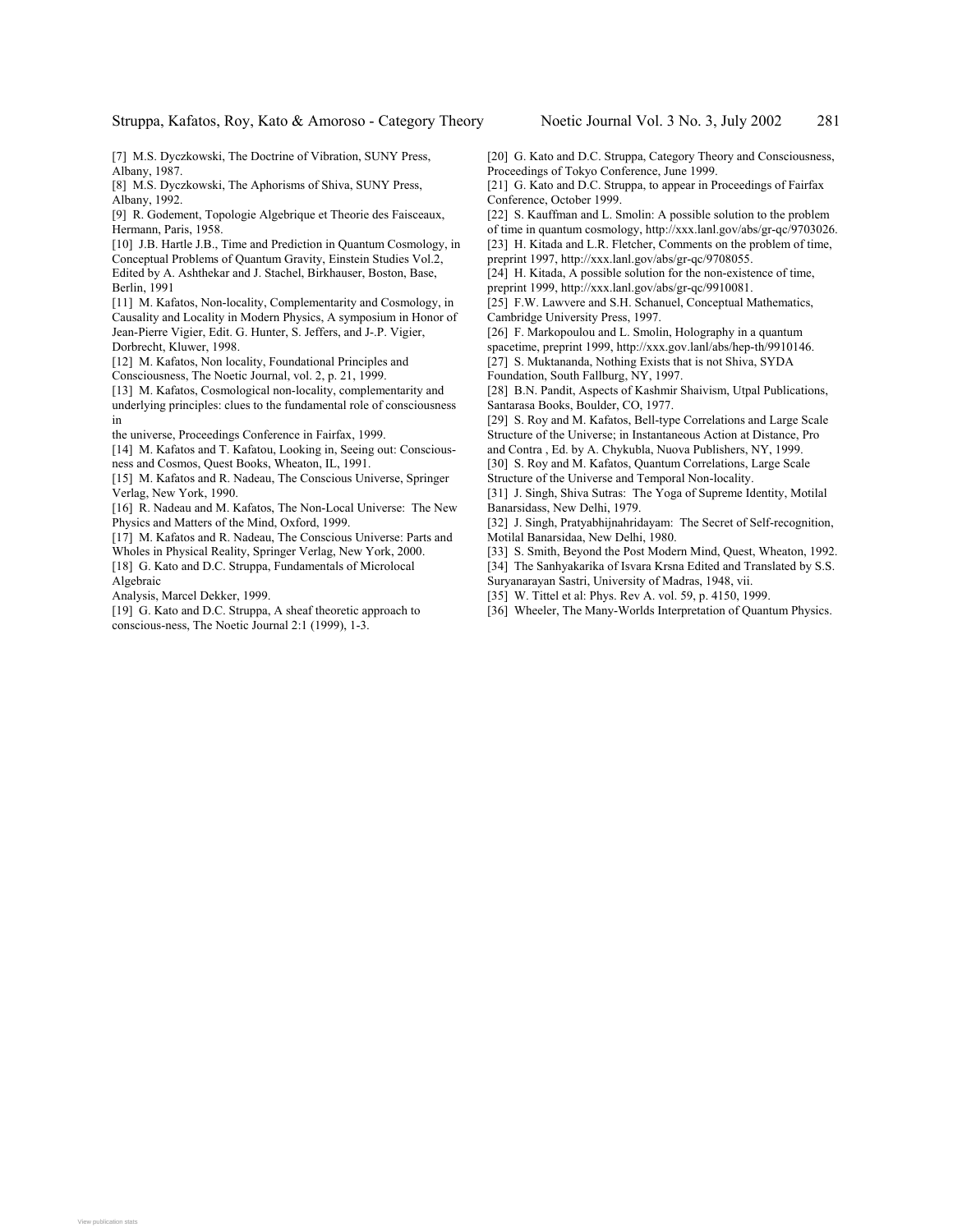[7] M.S. Dyczkowski, The Doctrine of Vibration, SUNY Press, Albany, 1987.

[8] M.S. Dyczkowski, The Aphorisms of Shiva, SUNY Press, Albany, 1992.

[9] R. Godement, Topologie Algebrique et Theorie des Faisceaux, Hermann, Paris, 1958.

[10] J.B. Hartle J.B., Time and Prediction in Quantum Cosmology, in Conceptual Problems of Quantum Gravity, Einstein Studies Vol.2, Edited by A. Ashthekar and J. Stachel, Birkhauser, Boston, Base, Berlin, 1991

[11] M. Kafatos, Non-locality, Complementarity and Cosmology, in Causality and Locality in Modern Physics, A symposium in Honor of Jean-Pierre Vigier, Edit. G. Hunter, S. Jeffers, and J-.P. Vigier, Dorbrecht, Kluwer, 1998.

[12] M. Kafatos, Non locality, Foundational Principles and Consciousness, The Noetic Journal, vol. 2, p. 21, 1999.

[13] M. Kafatos, Cosmological non-locality, complementarity and underlying principles: clues to the fundamental role of consciousness in

the universe, Proceedings Conference in Fairfax, 1999.

[14] M. Kafatos and T. Kafatou, Looking in, Seeing out: Consciousness and Cosmos, Quest Books, Wheaton, IL, 1991.

[15] M. Kafatos and R. Nadeau, The Conscious Universe, Springer Verlag, New York, 1990.

[16] R. Nadeau and M. Kafatos, The Non-Local Universe: The New Physics and Matters of the Mind, Oxford, 1999.

[17] M. Kafatos and R. Nadeau, The Conscious Universe: Parts and Wholes in Physical Reality, Springer Verlag, New York, 2000.

[18] G. Kato and D.C. Struppa, Fundamentals of Microlocal Algebraic

Analysis, Marcel Dekker, 1999.

[19] G. Kato and D.C. Struppa, A sheaf theoretic approach to conscious-ness, The Noetic Journal 2:1 (1999), 1-3.

[20] G. Kato and D.C. Struppa, Category Theory and Consciousness, Proceedings of Tokyo Conference, June 1999.

[21] G. Kato and D.C. Struppa, to appear in Proceedings of Fairfax Conference, October 1999.

[22] S. Kauffman and L. Smolin: A possible solution to the problem of time in quantum cosmology, http://xxx.lanl.gov/abs/gr-qc/9703026.

[23] H. Kitada and L.R. Fletcher, Comments on the problem of time, preprint 1997, http://xxx.lanl.gov/abs/gr-qc/9708055.

[24] H. Kitada, A possible solution for the non-existence of time, preprint 1999, http://xxx.lanl.gov/abs/gr-qc/9910081.

[25] F.W. Lawvere and S.H. Schanuel, Conceptual Mathematics, Cambridge University Press, 1997.

[26] F. Markopoulou and L. Smolin, Holography in a quantum spacetime, preprint 1999, http://xxx.gov.lanl/abs/hep-th/9910146.

[27] S. Muktananda, Nothing Exists that is not Shiva, SYDA Foundation, South Fallburg, NY, 1997.

[28] B.N. Pandit, Aspects of Kashmir Shaivism, Utpal Publications, Santarasa Books, Boulder, CO, 1977.

[29] S. Roy and M. Kafatos, Bell-type Correlations and Large Scale Structure of the Universe; in Instantaneous Action at Distance, Pro and Contra , Ed. by A. Chykubla, Nuova Publishers, NY, 1999.

[30] S. Roy and M. Kafatos, Quantum Correlations, Large Scale Structure of the Universe and Temporal Non-locality.

[31] J. Singh, Shiva Sutras: The Yoga of Supreme Identity, Motilal Banarsidass, New Delhi, 1979.

[32] J. Singh, Pratyabhijnahridayam: The Secret of Self-recognition, Motilal Banarsidaa, New Delhi, 1980.

[33] S. Smith, Beyond the Post Modern Mind, Quest, Wheaton, 1992.

[34] The Sanhyakarika of Isvara Krsna Edited and Translated by S.S. Suryanarayan Sastri, University of Madras, 1948, vii.

[35] W. Tittel et al: Phys. Rev A. vol. 59, p. 4150, 1999.

[36] Wheeler, The Many-Worlds Interpretation of Quantum Physics.